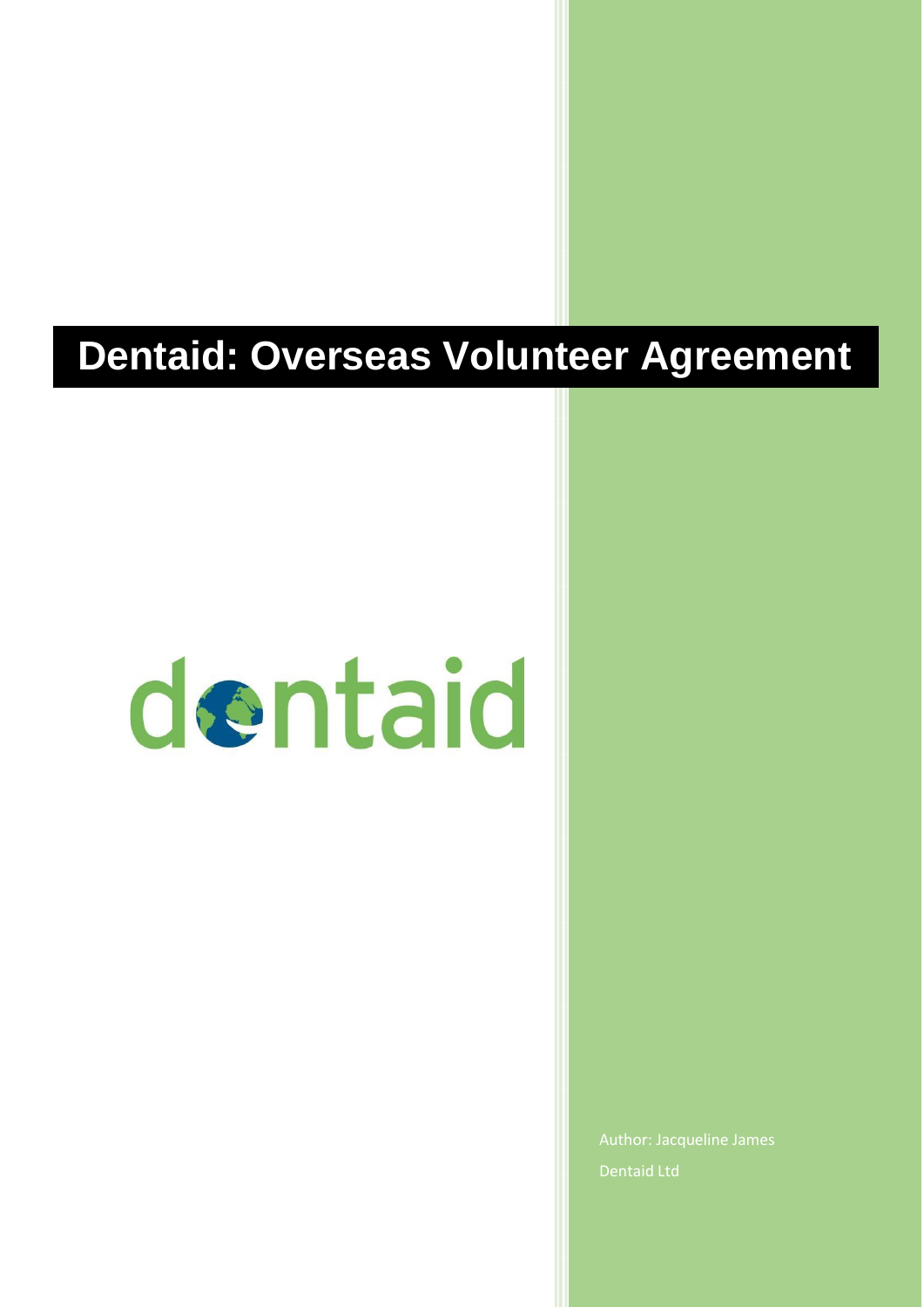# Dentaid: Overseas Volunteer Agreement

dentaid

Author: Jacqueline James

Dentaid Ltd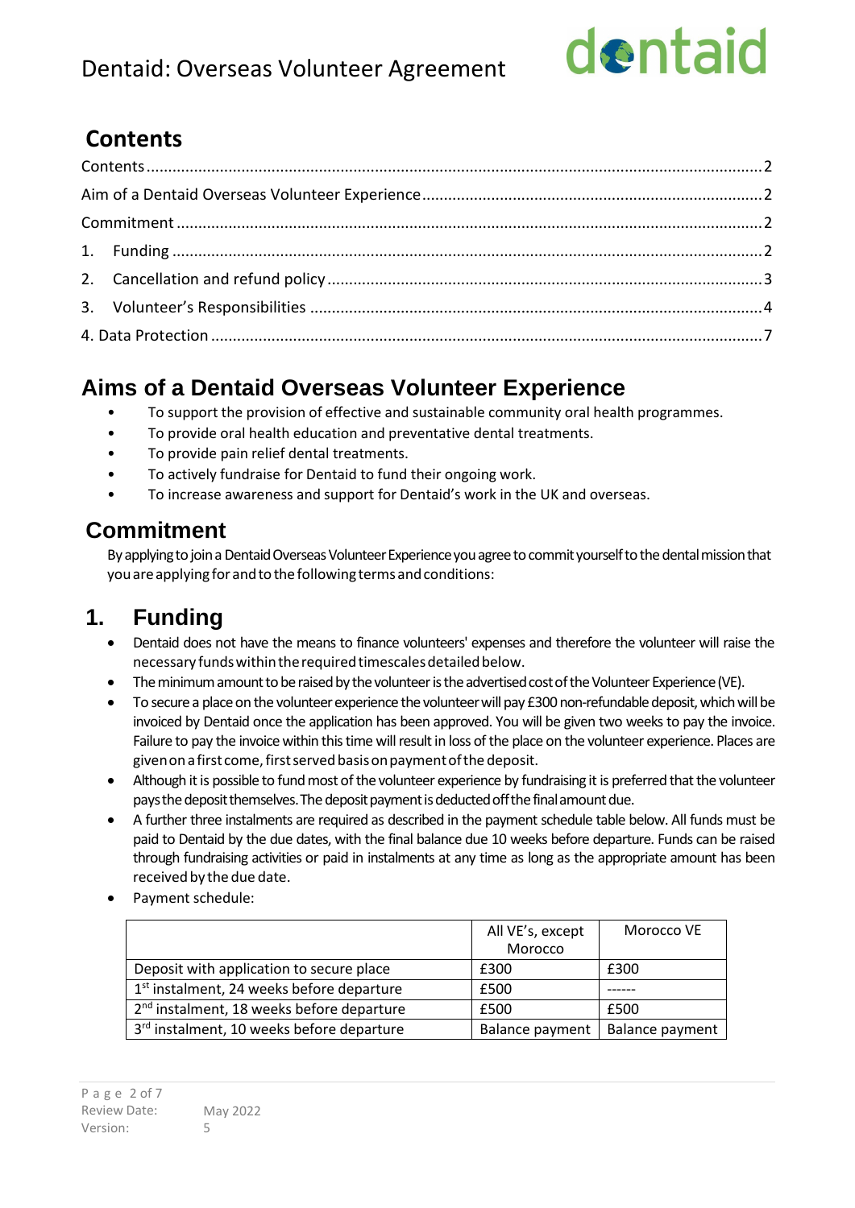# Dentaid: Overseas Volunteer Agreement

## Contents

Contents .......... 2
Aim of a Dentaid Overseas Volunteer Experience .......... 2
Commitment .......... 2
1. Funding .......... 2
2. Cancellation and refund policy .......... 3
3. Volunteer's Responsibilities .......... 4
4. Data Protection .......... 7

## Aims of a Dentaid Overseas Volunteer Experience

- To support the provision of effective and sustainable community oral health programmes.
- To provide oral health education and preventative dental treatments.
- To provide pain relief dental treatments.
- To actively fundraise for Dentaid to fund their ongoing work.
- To increase awareness and support for Dentaid's work in the UK and overseas.

## Commitment

By applying to join a Dentaid Overseas Volunteer Experience you agree to commit yourself to the dental mission that you are applying for and to the following terms and conditions:

## 1. Funding

- Dentaid does not have the means to finance volunteers' expenses and therefore the volunteer will raise the necessary funds within the required timescales detailed below.
- The minimum amount to be raised by the volunteer is the advertised cost of the Volunteer Experience (VE).
- To secure a place on the volunteer experience the volunteer will pay £300 non-refundable deposit, which will be invoiced by Dentaid once the application has been approved. You will be given two weeks to pay the invoice. Failure to pay the invoice within this time will result in loss of the place on the volunteer experience. Places are given on a first come, first served basis on payment of the deposit.
- Although it is possible to fund most of the volunteer experience by fundraising it is preferred that the volunteer pays the deposit themselves. The deposit payment is deducted off the final amount due.
- A further three instalments are required as described in the payment schedule table below. All funds must be paid to Dentaid by the due dates, with the final balance due 10 weeks before departure. Funds can be raised through fundraising activities or paid in instalments at any time as long as the appropriate amount has been received by the due date.
- Payment schedule:

| | All VE's, except Morocco | Morocco VE |
|---|---|---|
| Deposit with application to secure place | £300 | £300 |
| 1st instalment, 24 weeks before departure | £500 | ------ |
| 2nd instalment, 18 weeks before departure | £500 | £500 |
| 3rd instalment, 10 weeks before departure | Balance payment | Balance payment |

Review Date: May 2022
Version: 5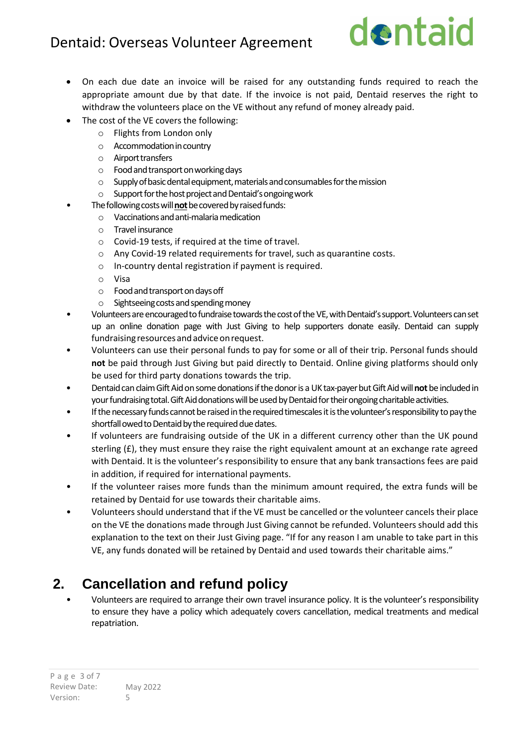- On each due date an invoice will be raised for any outstanding funds required to reach the appropriate amount due by that date. If the invoice is not paid, Dentaid reserves the right to withdraw the volunteers place on the VE without any refund of money already paid.
- The cost of the VE covers the following:
  - Flights from London only
  - Accommodation in country
  - Airport transfers
  - Food and transport on working days
  - Supply of basic dental equipment, materials and consumables for the mission
  - Support for the host project and Dentaid's ongoing work
- The following costs will **not** be covered by raised funds:
  - Vaccinations and anti-malaria medication
  - Travel insurance
  - Covid-19 tests, if required at the time of travel.
  - Any Covid-19 related requirements for travel, such as quarantine costs.
  - In-country dental registration if payment is required.
  - Visa
  - Food and transport on days off
  - Sightseeing costs and spending money
- Volunteers are encouraged to fundraise towards the cost of the VE, with Dentaid's support. Volunteers can set up an online donation page with Just Giving to help supporters donate easily. Dentaid can supply fundraising resources and advice on request.
- Volunteers can use their personal funds to pay for some or all of their trip. Personal funds should **not** be paid through Just Giving but paid directly to Dentaid. Online giving platforms should only be used for third party donations towards the trip.
- Dentaid can claim Gift Aid on some donations if the donor is a UK tax-payer but Gift Aid will **not** be included in your fundraising total. Gift Aid donations will be used by Dentaid for their ongoing charitable activities.
- If the necessary funds cannot be raised in the required timescales it is the volunteer's responsibility to pay the shortfall owed to Dentaid by the required due dates.
- If volunteers are fundraising outside of the UK in a different currency other than the UK pound sterling (£), they must ensure they raise the right equivalent amount at an exchange rate agreed with Dentaid. It is the volunteer's responsibility to ensure that any bank transactions fees are paid in addition, if required for international payments.
- If the volunteer raises more funds than the minimum amount required, the extra funds will be retained by Dentaid for use towards their charitable aims.
- Volunteers should understand that if the VE must be cancelled or the volunteer cancels their place on the VE the donations made through Just Giving cannot be refunded. Volunteers should add this explanation to the text on their Just Giving page. "If for any reason I am unable to take part in this VE, any funds donated will be retained by Dentaid and used towards their charitable aims."

## 2. Cancellation and refund policy

- Volunteers are required to arrange their own travel insurance policy. It is the volunteer's responsibility to ensure they have a policy which adequately covers cancellation, medical treatments and medical repatriation.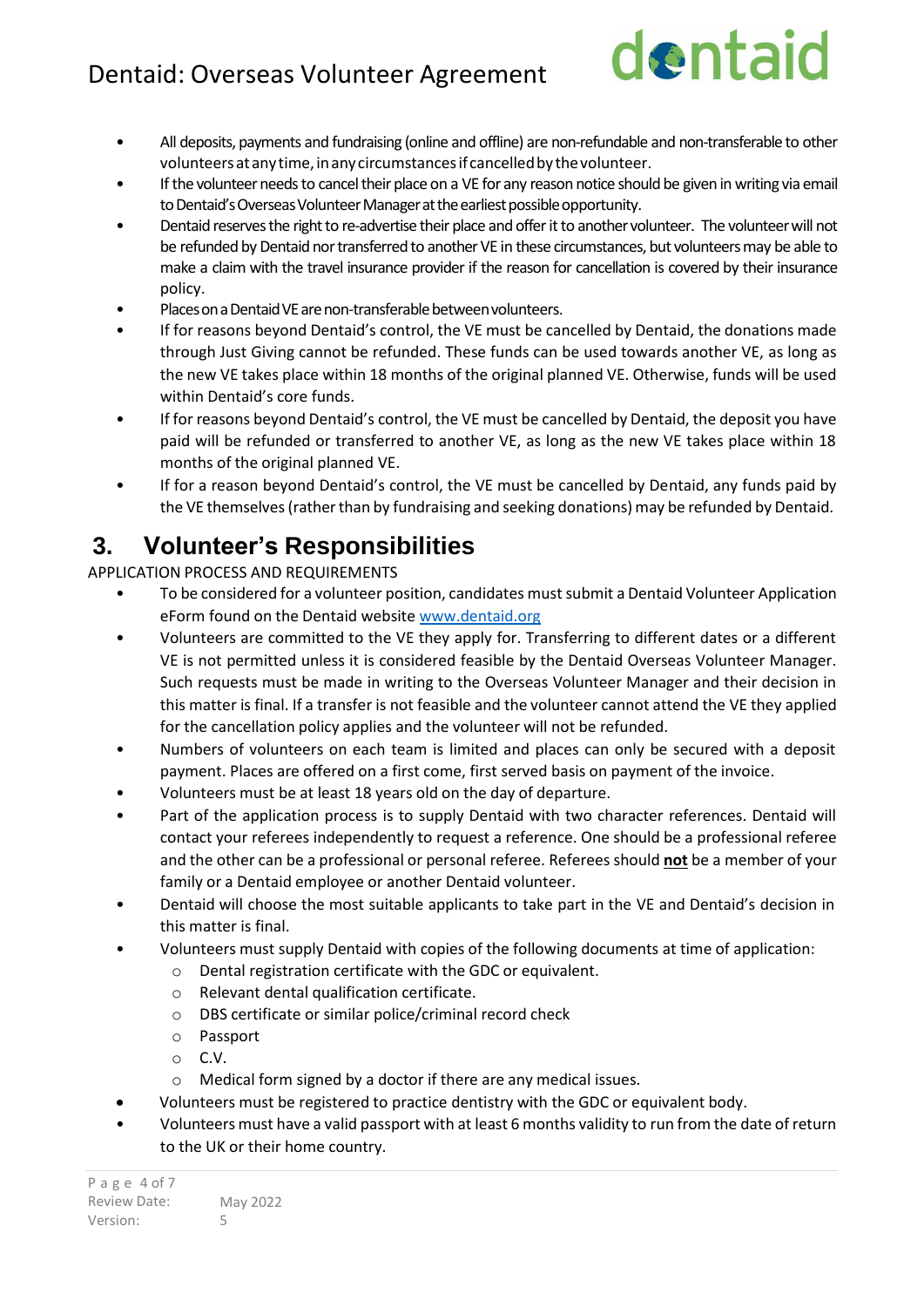- All deposits, payments and fundraising (online and offline) are non-refundable and non-transferable to other volunteers at any time, in any circumstances if cancelled by the volunteer.
- If the volunteer needs to cancel their place on a VE for any reason notice should be given in writing via email to Dentaid's Overseas Volunteer Manager at the earliest possible opportunity.
- Dentaid reserves the right to re-advertise their place and offer it to another volunteer. The volunteer will not be refunded by Dentaid nor transferred to another VE in these circumstances, but volunteers may be able to make a claim with the travel insurance provider if the reason for cancellation is covered by their insurance policy.
- Places on a Dentaid VE are non-transferable between volunteers.
- If for reasons beyond Dentaid's control, the VE must be cancelled by Dentaid, the donations made through Just Giving cannot be refunded. These funds can be used towards another VE, as long as the new VE takes place within 18 months of the original planned VE. Otherwise, funds will be used within Dentaid's core funds.
- If for reasons beyond Dentaid's control, the VE must be cancelled by Dentaid, the deposit you have paid will be refunded or transferred to another VE, as long as the new VE takes place within 18 months of the original planned VE.
- If for a reason beyond Dentaid's control, the VE must be cancelled by Dentaid, any funds paid by the VE themselves (rather than by fundraising and seeking donations) may be refunded by Dentaid.

## 3. Volunteer's Responsibilities

APPLICATION PROCESS AND REQUIREMENTS

- To be considered for a volunteer position, candidates must submit a Dentaid Volunteer Application eForm found on the Dentaid website www.dentaid.org
- Volunteers are committed to the VE they apply for. Transferring to different dates or a different VE is not permitted unless it is considered feasible by the Dentaid Overseas Volunteer Manager. Such requests must be made in writing to the Overseas Volunteer Manager and their decision in this matter is final. If a transfer is not feasible and the volunteer cannot attend the VE they applied for the cancellation policy applies and the volunteer will not be refunded.
- Numbers of volunteers on each team is limited and places can only be secured with a deposit payment. Places are offered on a first come, first served basis on payment of the invoice.
- Volunteers must be at least 18 years old on the day of departure.
- Part of the application process is to supply Dentaid with two character references. Dentaid will contact your referees independently to request a reference. One should be a professional referee and the other can be a professional or personal referee. Referees should **not** be a member of your family or a Dentaid employee or another Dentaid volunteer.
- Dentaid will choose the most suitable applicants to take part in the VE and Dentaid's decision in this matter is final.
- Volunteers must supply Dentaid with copies of the following documents at time of application:
  - Dental registration certificate with the GDC or equivalent.
  - Relevant dental qualification certificate.
  - DBS certificate or similar police/criminal record check
  - Passport
  - C.V.
  - Medical form signed by a doctor if there are any medical issues.
- Volunteers must be registered to practice dentistry with the GDC or equivalent body.
- Volunteers must have a valid passport with at least 6 months validity to run from the date of return to the UK or their home country.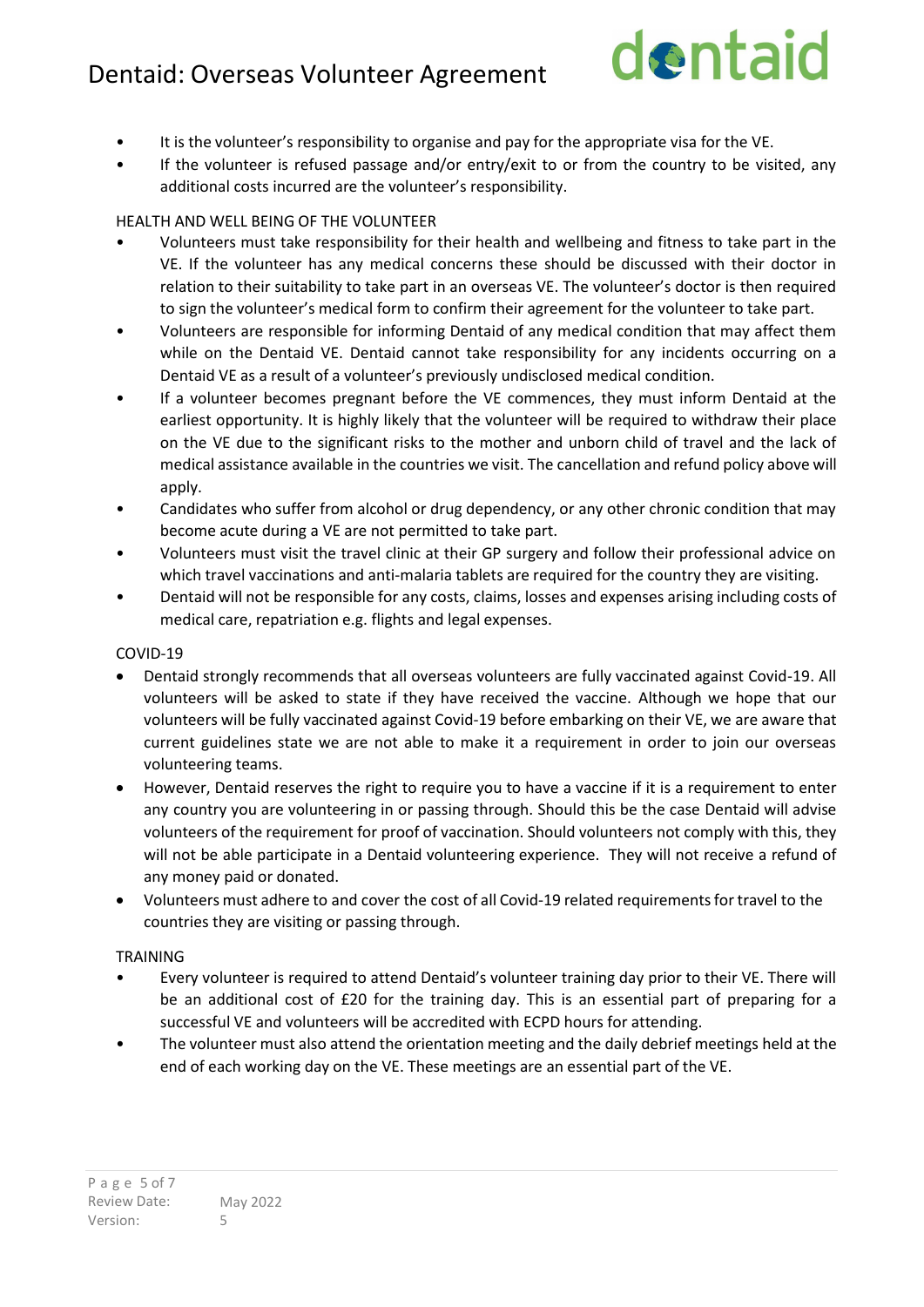- It is the volunteer's responsibility to organise and pay for the appropriate visa for the VE.
- If the volunteer is refused passage and/or entry/exit to or from the country to be visited, any additional costs incurred are the volunteer's responsibility.

HEALTH AND WELL BEING OF THE VOLUNTEER

- Volunteers must take responsibility for their health and wellbeing and fitness to take part in the VE. If the volunteer has any medical concerns these should be discussed with their doctor in relation to their suitability to take part in an overseas VE. The volunteer's doctor is then required to sign the volunteer's medical form to confirm their agreement for the volunteer to take part.
- Volunteers are responsible for informing Dentaid of any medical condition that may affect them while on the Dentaid VE. Dentaid cannot take responsibility for any incidents occurring on a Dentaid VE as a result of a volunteer's previously undisclosed medical condition.
- If a volunteer becomes pregnant before the VE commences, they must inform Dentaid at the earliest opportunity. It is highly likely that the volunteer will be required to withdraw their place on the VE due to the significant risks to the mother and unborn child of travel and the lack of medical assistance available in the countries we visit. The cancellation and refund policy above will apply.
- Candidates who suffer from alcohol or drug dependency, or any other chronic condition that may become acute during a VE are not permitted to take part.
- Volunteers must visit the travel clinic at their GP surgery and follow their professional advice on which travel vaccinations and anti-malaria tablets are required for the country they are visiting.
- Dentaid will not be responsible for any costs, claims, losses and expenses arising including costs of medical care, repatriation e.g. flights and legal expenses.

COVID-19

- Dentaid strongly recommends that all overseas volunteers are fully vaccinated against Covid-19. All volunteers will be asked to state if they have received the vaccine. Although we hope that our volunteers will be fully vaccinated against Covid-19 before embarking on their VE, we are aware that current guidelines state we are not able to make it a requirement in order to join our overseas volunteering teams.
- However, Dentaid reserves the right to require you to have a vaccine if it is a requirement to enter any country you are volunteering in or passing through. Should this be the case Dentaid will advise volunteers of the requirement for proof of vaccination. Should volunteers not comply with this, they will not be able participate in a Dentaid volunteering experience. They will not receive a refund of any money paid or donated.
- Volunteers must adhere to and cover the cost of all Covid-19 related requirements for travel to the countries they are visiting or passing through.

TRAINING

- Every volunteer is required to attend Dentaid's volunteer training day prior to their VE. There will be an additional cost of £20 for the training day. This is an essential part of preparing for a successful VE and volunteers will be accredited with ECPD hours for attending.
- The volunteer must also attend the orientation meeting and the daily debrief meetings held at the end of each working day on the VE. These meetings are an essential part of the VE.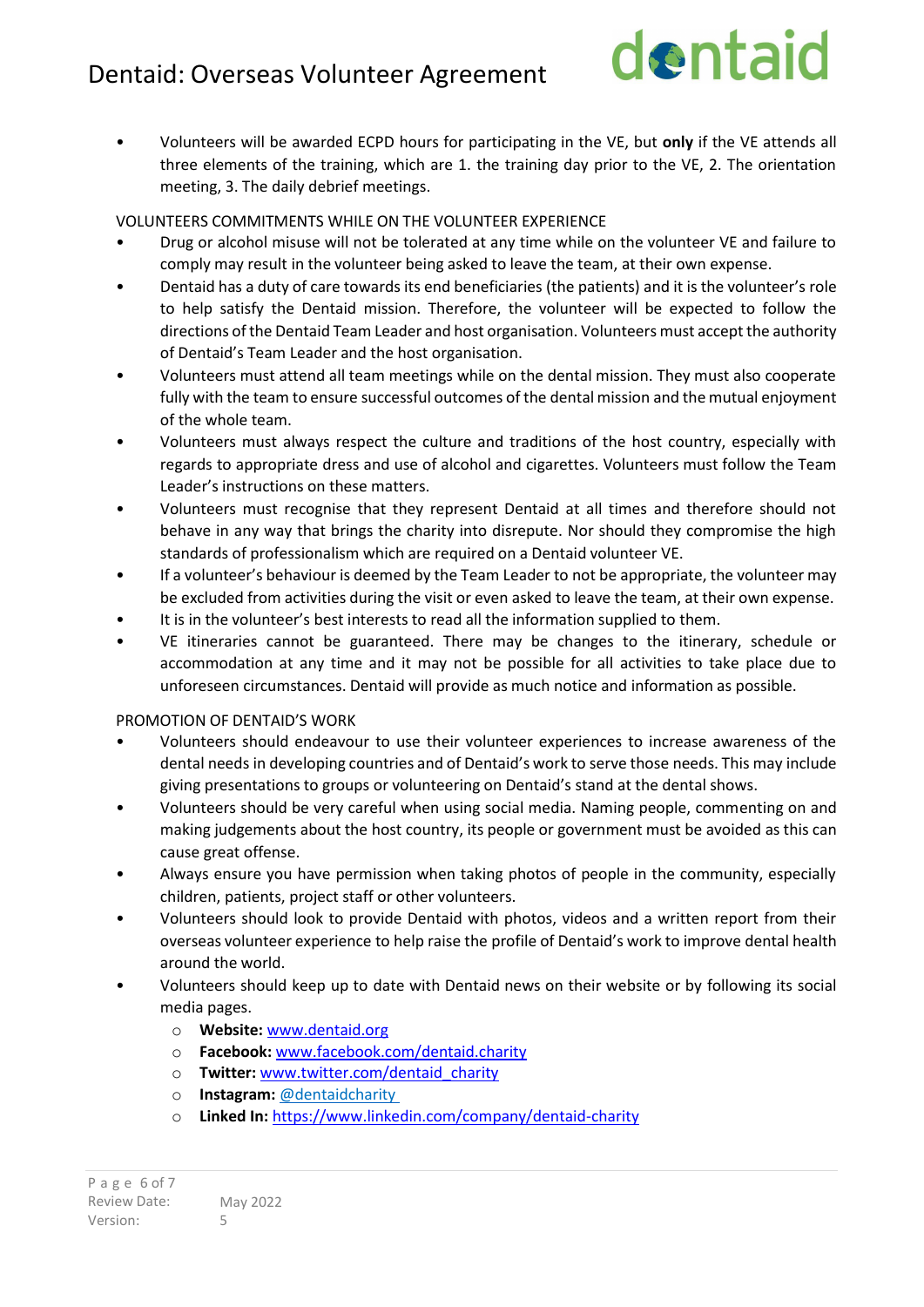- Volunteers will be awarded ECPD hours for participating in the VE, but **only** if the VE attends all three elements of the training, which are 1. the training day prior to the VE, 2. The orientation meeting, 3. The daily debrief meetings.

VOLUNTEERS COMMITMENTS WHILE ON THE VOLUNTEER EXPERIENCE

- Drug or alcohol misuse will not be tolerated at any time while on the volunteer VE and failure to comply may result in the volunteer being asked to leave the team, at their own expense.
- Dentaid has a duty of care towards its end beneficiaries (the patients) and it is the volunteer's role to help satisfy the Dentaid mission. Therefore, the volunteer will be expected to follow the directions of the Dentaid Team Leader and host organisation. Volunteers must accept the authority of Dentaid's Team Leader and the host organisation.
- Volunteers must attend all team meetings while on the dental mission. They must also cooperate fully with the team to ensure successful outcomes of the dental mission and the mutual enjoyment of the whole team.
- Volunteers must always respect the culture and traditions of the host country, especially with regards to appropriate dress and use of alcohol and cigarettes. Volunteers must follow the Team Leader's instructions on these matters.
- Volunteers must recognise that they represent Dentaid at all times and therefore should not behave in any way that brings the charity into disrepute. Nor should they compromise the high standards of professionalism which are required on a Dentaid volunteer VE.
- If a volunteer's behaviour is deemed by the Team Leader to not be appropriate, the volunteer may be excluded from activities during the visit or even asked to leave the team, at their own expense.
- It is in the volunteer's best interests to read all the information supplied to them.
- VE itineraries cannot be guaranteed. There may be changes to the itinerary, schedule or accommodation at any time and it may not be possible for all activities to take place due to unforeseen circumstances. Dentaid will provide as much notice and information as possible.

PROMOTION OF DENTAID'S WORK

- Volunteers should endeavour to use their volunteer experiences to increase awareness of the dental needs in developing countries and of Dentaid's work to serve those needs. This may include giving presentations to groups or volunteering on Dentaid's stand at the dental shows.
- Volunteers should be very careful when using social media. Naming people, commenting on and making judgements about the host country, its people or government must be avoided as this can cause great offense.
- Always ensure you have permission when taking photos of people in the community, especially children, patients, project staff or other volunteers.
- Volunteers should look to provide Dentaid with photos, videos and a written report from their overseas volunteer experience to help raise the profile of Dentaid's work to improve dental health around the world.
- Volunteers should keep up to date with Dentaid news on their website or by following its social media pages.
  - **Website:** www.dentaid.org
  - **Facebook:** www.facebook.com/dentaid.charity
  - **Twitter:** www.twitter.com/dentaid_charity
  - **Instagram:** @dentaidcharity
  - **Linked In:** https://www.linkedin.com/company/dentaid-charity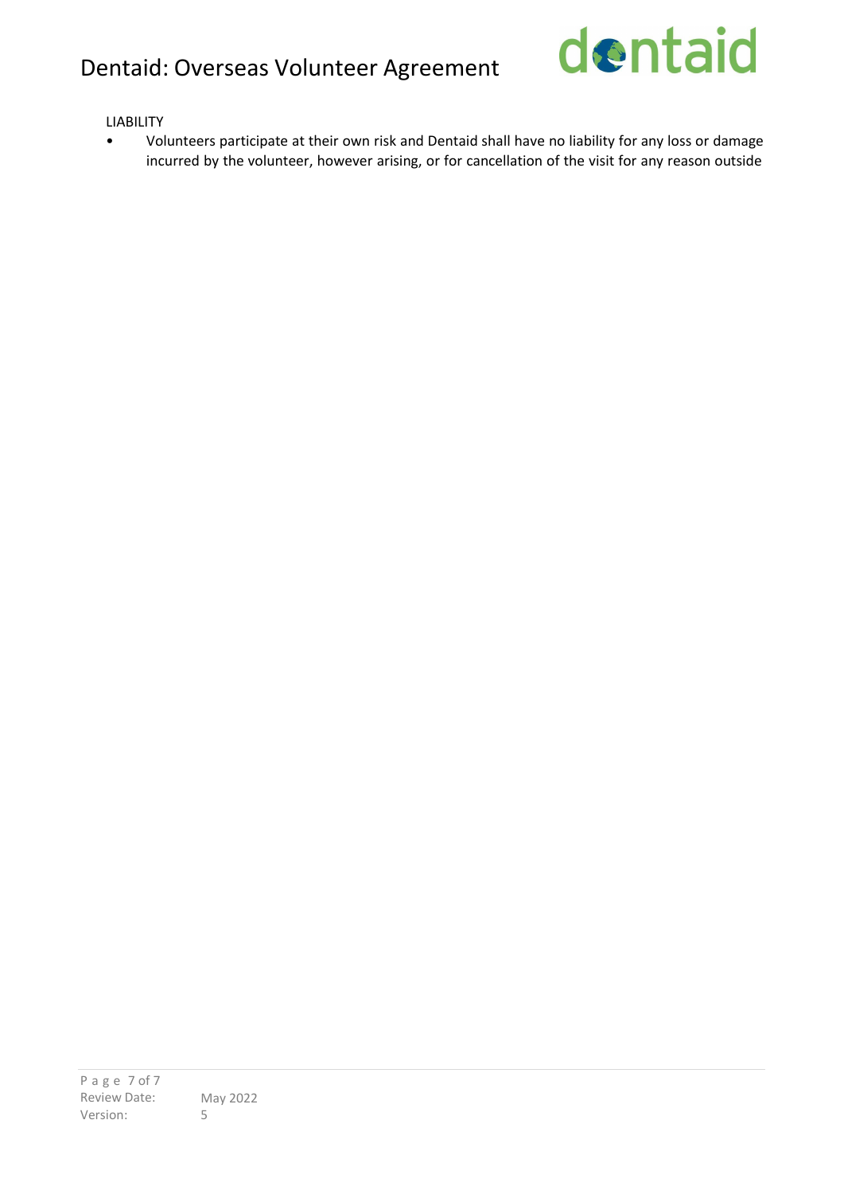LIABILITY

- Volunteers participate at their own risk and Dentaid shall have no liability for any loss or damage incurred by the volunteer, however arising, or for cancellation of the visit for any reason outside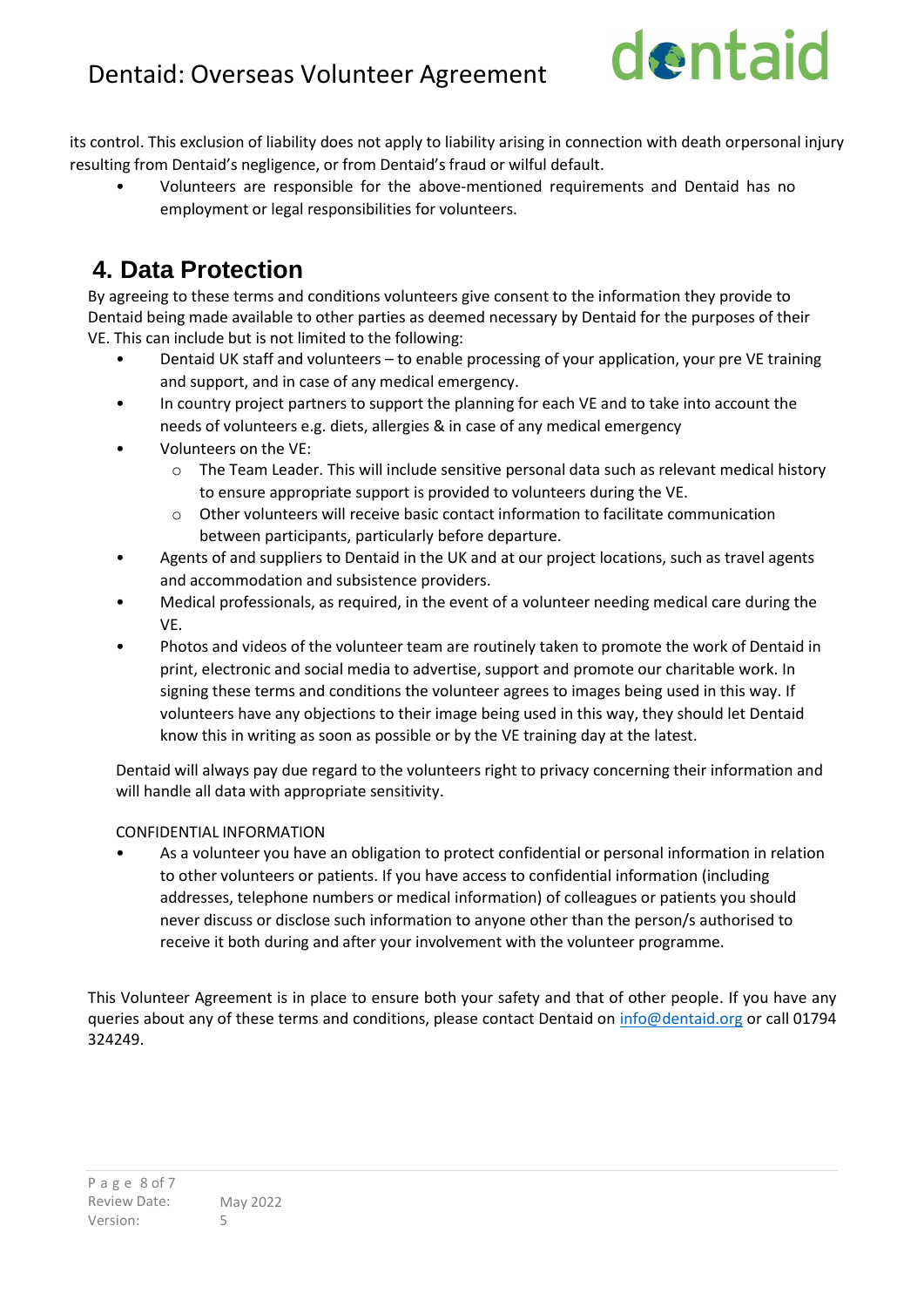its control. This exclusion of liability does not apply to liability arising in connection with death orpersonal injury resulting from Dentaid's negligence, or from Dentaid's fraud or wilful default.

- Volunteers are responsible for the above-mentioned requirements and Dentaid has no employment or legal responsibilities for volunteers.

## 4. Data Protection

By agreeing to these terms and conditions volunteers give consent to the information they provide to Dentaid being made available to other parties as deemed necessary by Dentaid for the purposes of their VE. This can include but is not limited to the following:

- Dentaid UK staff and volunteers – to enable processing of your application, your pre VE training and support, and in case of any medical emergency.
- In country project partners to support the planning for each VE and to take into account the needs of volunteers e.g. diets, allergies & in case of any medical emergency
- Volunteers on the VE:
  - The Team Leader. This will include sensitive personal data such as relevant medical history to ensure appropriate support is provided to volunteers during the VE.
  - Other volunteers will receive basic contact information to facilitate communication between participants, particularly before departure.
- Agents of and suppliers to Dentaid in the UK and at our project locations, such as travel agents and accommodation and subsistence providers.
- Medical professionals, as required, in the event of a volunteer needing medical care during the VE.
- Photos and videos of the volunteer team are routinely taken to promote the work of Dentaid in print, electronic and social media to advertise, support and promote our charitable work. In signing these terms and conditions the volunteer agrees to images being used in this way. If volunteers have any objections to their image being used in this way, they should let Dentaid know this in writing as soon as possible or by the VE training day at the latest.

Dentaid will always pay due regard to the volunteers right to privacy concerning their information and will handle all data with appropriate sensitivity.

CONFIDENTIAL INFORMATION

- As a volunteer you have an obligation to protect confidential or personal information in relation to other volunteers or patients. If you have access to confidential information (including addresses, telephone numbers or medical information) of colleagues or patients you should never discuss or disclose such information to anyone other than the person/s authorised to receive it both during and after your involvement with the volunteer programme.

This Volunteer Agreement is in place to ensure both your safety and that of other people. If you have any queries about any of these terms and conditions, please contact Dentaid on info@dentaid.org or call 01794 324249.